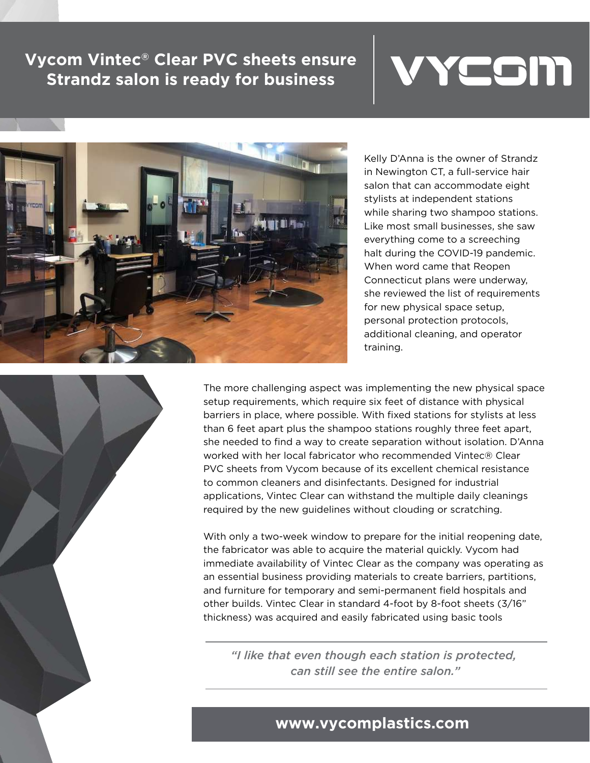# Vycom Vintec® Clear PVC sheets ensure Strandz salon is ready for business

VYCOM

Kelly D'Anna is the owner of Strandz in Newington CT, a full-service hair salon that can accommodate eight stylists at independent stations while sharing two shampoo stations. Like most small businesses, she saw everything come to a screeching halt during the COVID-19 pandemic. When word came that Reopen Connecticut plans were underway, she reviewed the list of requirements for new physical space setup, personal protection protocols, additional cleaning, and operator training.

The more challenging aspect was implementing the new physical space setup requirements, which require six feet of distance with physical barriers in place, where possible. With fixed stations for stylists at less than 6 feet apart plus the shampoo stations roughly three feet apart, she needed to find a way to create separation without isolation. D'Anna worked with her local fabricator who recommended Vintec® Clear PVC sheets from Vycom because of its excellent chemical resistance to common cleaners and disinfectants. Designed for industrial applications, Vintec Clear can withstand the multiple daily cleanings required by the new guidelines without clouding or scratching.

With only a two-week window to prepare for the initial reopening date, the fabricator was able to acquire the material quickly. Vycom had immediate availability of Vintec Clear as the company was operating as an essential business providing materials to create barriers, partitions, and furniture for temporary and semi-permanent field hospitals and other builds. Vintec Clear in standard 4-foot by 8-foot sheets (3/16" thickness) was acquired and easily fabricated using basic tools

---

*"I like that even though each station is protected, can still see the entire salon."*

---

**www.vycomplastics.com**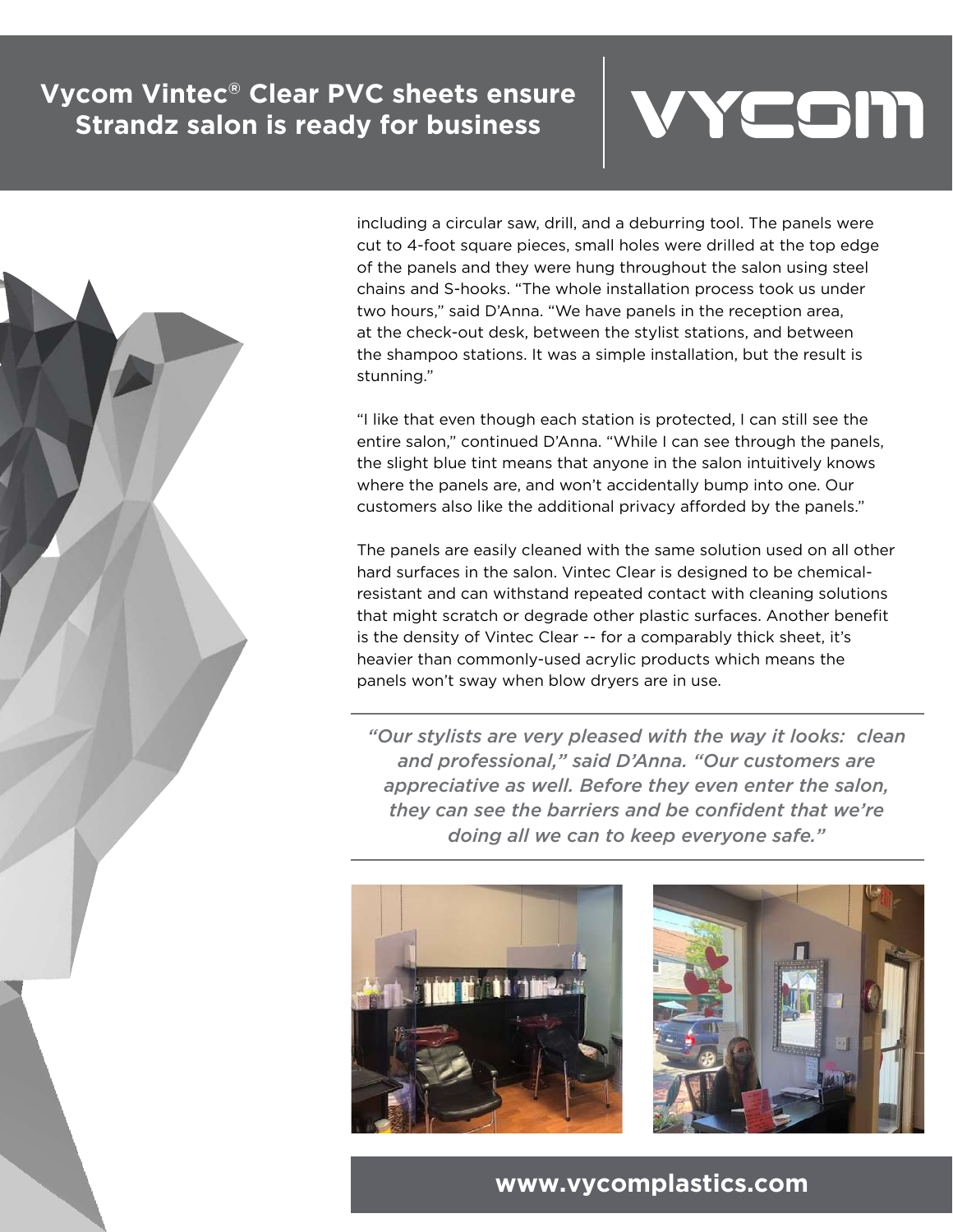# Vycom Vintec® Clear PVC sheets ensure Strandz salon is ready for business

including a circular saw, drill, and a deburring tool. The panels were cut to 4-foot square pieces, small holes were drilled at the top edge of the panels and they were hung throughout the salon using steel chains and S-hooks. "The whole installation process took us under two hours," said D'Anna. "We have panels in the reception area, at the check-out desk, between the stylist stations, and between the shampoo stations. It was a simple installation, but the result is stunning."

"I like that even though each station is protected, I can still see the entire salon," continued D'Anna. "While I can see through the panels, the slight blue tint means that anyone in the salon intuitively knows where the panels are, and won't accidentally bump into one. Our customers also like the additional privacy afforded by the panels."

The panels are easily cleaned with the same solution used on all other hard surfaces in the salon. Vintec Clear is designed to be chemical-resistant and can withstand repeated contact with cleaning solutions that might scratch or degrade other plastic surfaces. Another benefit is the density of Vintec Clear -- for a comparably thick sheet, it's heavier than commonly-used acrylic products which means the panels won't sway when blow dryers are in use.

---

*"Our stylists are very pleased with the way it looks: clean and professional," said D'Anna. "Our customers are appreciative as well. Before they even enter the salon, they can see the barriers and be confident that we're doing all we can to keep everyone safe."*

---

**www.vycomplastics.com**